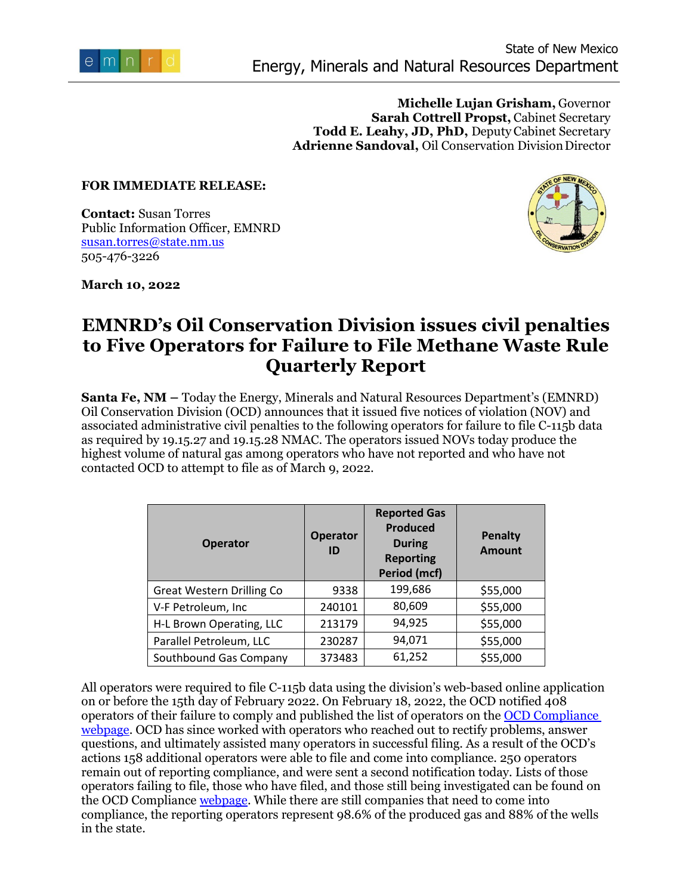State of New Mexico
Energy, Minerals and Natural Resources Department

**Michelle Lujan Grisham,** Governor
**Sarah Cottrell Propst,** Cabinet Secretary
**Todd E. Leahy, JD, PhD,** Deputy Cabinet Secretary
**Adrienne Sandoval,** Oil Conservation Division Director

**FOR IMMEDIATE RELEASE:**

**Contact:** Susan Torres
Public Information Officer, EMNRD
[susan.torres@state.nm.us](mailto:susan.torres@state.nm.us)
505-476-3226

**March 10, 2022**

# EMNRD's Oil Conservation Division issues civil penalties to Five Operators for Failure to File Methane Waste Rule Quarterly Report

**Santa Fe, NM –** Today the Energy, Minerals and Natural Resources Department's (EMNRD) Oil Conservation Division (OCD) announces that it issued five notices of violation (NOV) and associated administrative civil penalties to the following operators for failure to file C-115b data as required by 19.15.27 and 19.15.28 NMAC. The operators issued NOVs today produce the highest volume of natural gas among operators who have not reported and who have not contacted OCD to attempt to file as of March 9, 2022.

| Operator | Operator ID | Reported Gas Produced During Reporting Period (mcf) | Penalty Amount |
|---|---|---|---|
| Great Western Drilling Co | 9338 | 199,686 | $55,000 |
| V-F Petroleum, Inc | 240101 | 80,609 | $55,000 |
| H-L Brown Operating, LLC | 213179 | 94,925 | $55,000 |
| Parallel Petroleum, LLC | 230287 | 94,071 | $55,000 |
| Southbound Gas Company | 373483 | 61,252 | $55,000 |

All operators were required to file C-115b data using the division's web-based online application on or before the 15th day of February 2022. On February 18, 2022, the OCD notified 408 operators of their failure to comply and published the list of operators on the OCD Compliance webpage. OCD has since worked with operators who reached out to rectify problems, answer questions, and ultimately assisted many operators in successful filing. As a result of the OCD's actions 158 additional operators were able to file and come into compliance. 250 operators remain out of reporting compliance, and were sent a second notification today. Lists of those operators failing to file, those who have filed, and those still being investigated can be found on the OCD Compliance webpage. While there are still companies that need to come into compliance, the reporting operators represent 98.6% of the produced gas and 88% of the wells in the state.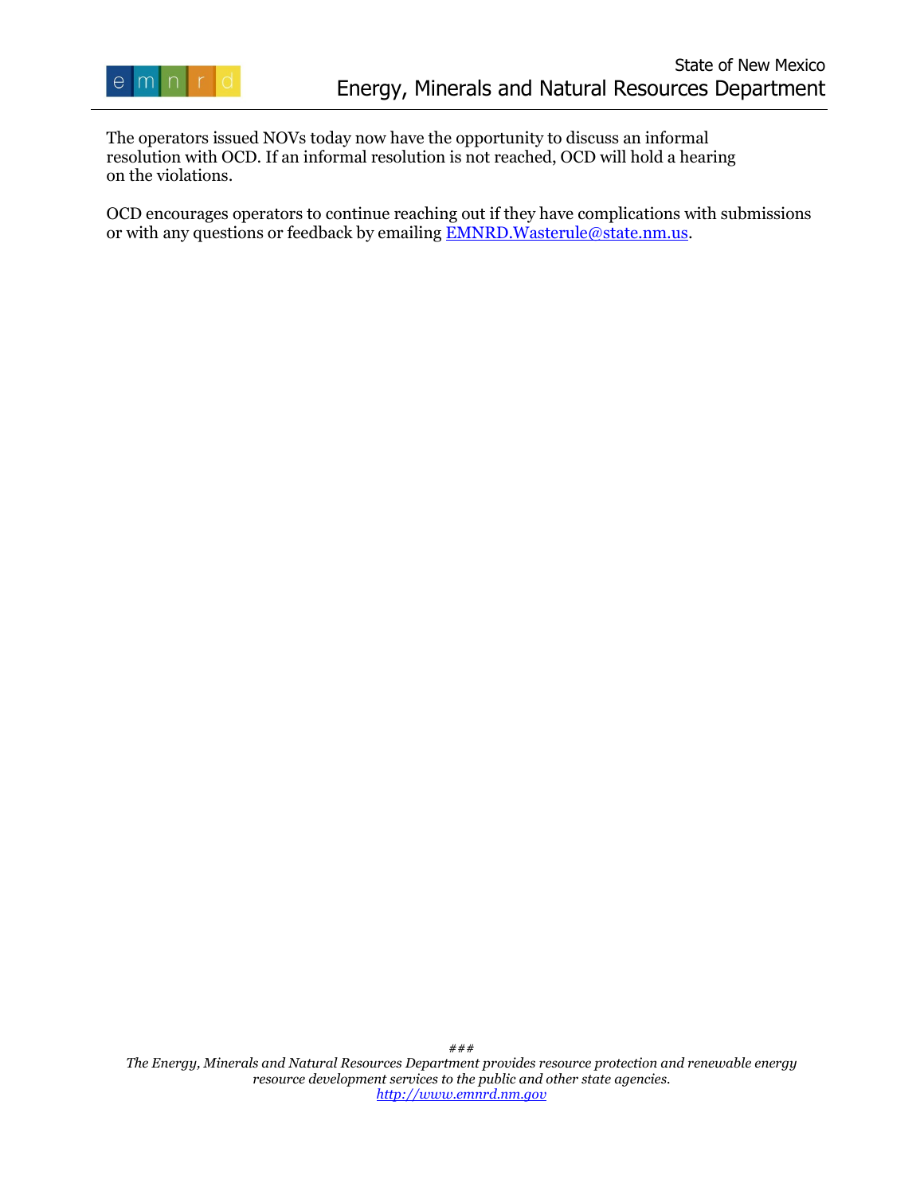The operators issued NOVs today now have the opportunity to discuss an informal resolution with OCD. If an informal resolution is not reached, OCD will hold a hearing on the violations.

OCD encourages operators to continue reaching out if they have complications with submissions or with any questions or feedback by emailing [EMNRD.Wasterule@state.nm.us](mailto:EMNRD.Wasterule@state.nm.us).

###

*The Energy, Minerals and Natural Resources Department provides resource protection and renewable energy resource development services to the public and other state agencies.*

*[http://www.emnrd.nm.gov](http://www.emnrd.nm.gov)*